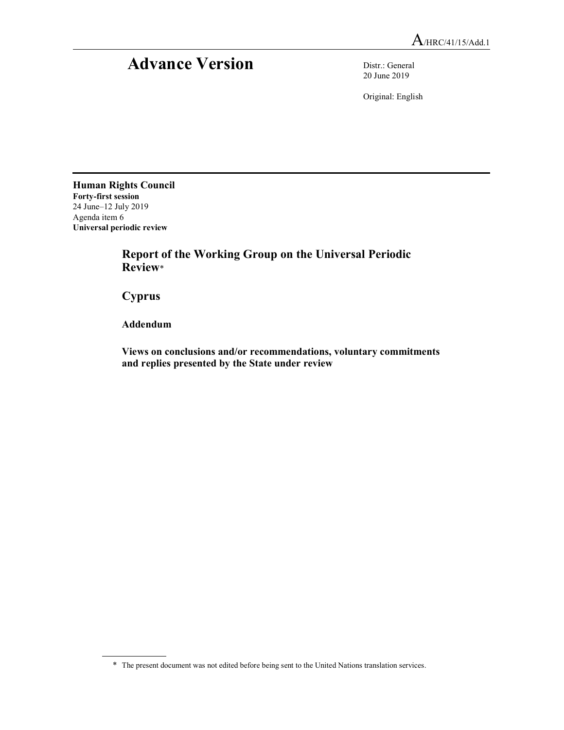A/HRC/41/15/Add.1

# Advance Version

Distr.: General
20 June 2019

Original: English

**Human Rights Council**
**Forty-first session**
24 June–12 July 2019
Agenda item 6
**Universal periodic review**

## Report of the Working Group on the Universal Periodic Review*

## Cyprus

### Addendum

### Views on conclusions and/or recommendations, voluntary commitments and replies presented by the State under review

* The present document was not edited before being sent to the United Nations translation services.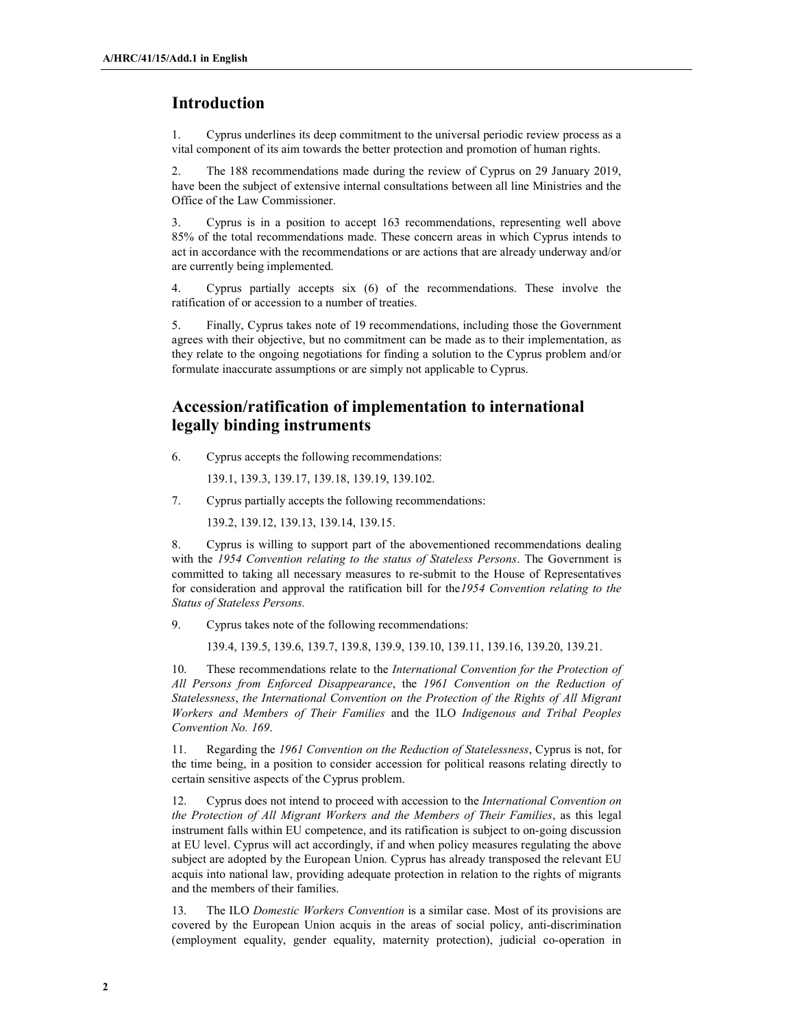## Introduction

1. Cyprus underlines its deep commitment to the universal periodic review process as a vital component of its aim towards the better protection and promotion of human rights.

2. The 188 recommendations made during the review of Cyprus on 29 January 2019, have been the subject of extensive internal consultations between all line Ministries and the Office of the Law Commissioner.

3. Cyprus is in a position to accept 163 recommendations, representing well above 85% of the total recommendations made. These concern areas in which Cyprus intends to act in accordance with the recommendations or are actions that are already underway and/or are currently being implemented.

4. Cyprus partially accepts six (6) of the recommendations. These involve the ratification of or accession to a number of treaties.

5. Finally, Cyprus takes note of 19 recommendations, including those the Government agrees with their objective, but no commitment can be made as to their implementation, as they relate to the ongoing negotiations for finding a solution to the Cyprus problem and/or formulate inaccurate assumptions or are simply not applicable to Cyprus.

## Accession/ratification of implementation to international legally binding instruments

6. Cyprus accepts the following recommendations:

   139.1, 139.3, 139.17, 139.18, 139.19, 139.102.

7. Cyprus partially accepts the following recommendations:

   139.2, 139.12, 139.13, 139.14, 139.15.

8. Cyprus is willing to support part of the abovementioned recommendations dealing with the *1954 Convention relating to the status of Stateless Persons*. The Government is committed to taking all necessary measures to re-submit to the House of Representatives for consideration and approval the ratification bill for the*1954 Convention relating to the Status of Stateless Persons.*

9. Cyprus takes note of the following recommendations:

   139.4, 139.5, 139.6, 139.7, 139.8, 139.9, 139.10, 139.11, 139.16, 139.20, 139.21.

10. These recommendations relate to the *International Convention for the Protection of All Persons from Enforced Disappearance*, the *1961 Convention on the Reduction of Statelessness*, *the International Convention on the Protection of the Rights of All Migrant Workers and Members of Their Families* and the ILO *Indigenous and Tribal Peoples Convention No. 169*.

11. Regarding the *1961 Convention on the Reduction of Statelessness*, Cyprus is not, for the time being, in a position to consider accession for political reasons relating directly to certain sensitive aspects of the Cyprus problem.

12. Cyprus does not intend to proceed with accession to the *International Convention on the Protection of All Migrant Workers and the Members of Their Families*, as this legal instrument falls within EU competence, and its ratification is subject to on-going discussion at EU level. Cyprus will act accordingly, if and when policy measures regulating the above subject are adopted by the European Union. Cyprus has already transposed the relevant EU acquis into national law, providing adequate protection in relation to the rights of migrants and the members of their families.

13. The ILO *Domestic Workers Convention* is a similar case. Most of its provisions are covered by the European Union acquis in the areas of social policy, anti-discrimination (employment equality, gender equality, maternity protection), judicial co-operation in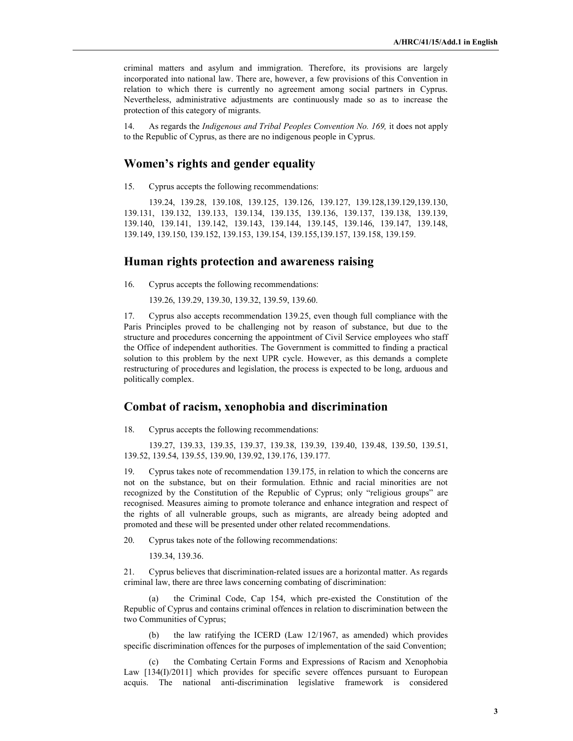criminal matters and asylum and immigration. Therefore, its provisions are largely incorporated into national law. There are, however, a few provisions of this Convention in relation to which there is currently no agreement among social partners in Cyprus. Nevertheless, administrative adjustments are continuously made so as to increase the protection of this category of migrants.

14. As regards the *Indigenous and Tribal Peoples Convention No. 169,* it does not apply to the Republic of Cyprus, as there are no indigenous people in Cyprus.

## Women's rights and gender equality

15. Cyprus accepts the following recommendations:

139.24, 139.28, 139.108, 139.125, 139.126, 139.127, 139.128,139.129,139.130, 139.131, 139.132, 139.133, 139.134, 139.135, 139.136, 139.137, 139.138, 139.139, 139.140, 139.141, 139.142, 139.143, 139.144, 139.145, 139.146, 139.147, 139.148, 139.149, 139.150, 139.152, 139.153, 139.154, 139.155,139.157, 139.158, 139.159.

## Human rights protection and awareness raising

16. Cyprus accepts the following recommendations:

139.26, 139.29, 139.30, 139.32, 139.59, 139.60.

17. Cyprus also accepts recommendation 139.25, even though full compliance with the Paris Principles proved to be challenging not by reason of substance, but due to the structure and procedures concerning the appointment of Civil Service employees who staff the Office of independent authorities. The Government is committed to finding a practical solution to this problem by the next UPR cycle. However, as this demands a complete restructuring of procedures and legislation, the process is expected to be long, arduous and politically complex.

## Combat of racism, xenophobia and discrimination

18. Cyprus accepts the following recommendations:

139.27, 139.33, 139.35, 139.37, 139.38, 139.39, 139.40, 139.48, 139.50, 139.51, 139.52, 139.54, 139.55, 139.90, 139.92, 139.176, 139.177.

19. Cyprus takes note of recommendation 139.175, in relation to which the concerns are not on the substance, but on their formulation. Ethnic and racial minorities are not recognized by the Constitution of the Republic of Cyprus; only "religious groups" are recognised. Measures aiming to promote tolerance and enhance integration and respect of the rights of all vulnerable groups, such as migrants, are already being adopted and promoted and these will be presented under other related recommendations.

20. Cyprus takes note of the following recommendations:

139.34, 139.36.

21. Cyprus believes that discrimination-related issues are a horizontal matter. As regards criminal law, there are three laws concerning combating of discrimination:

(a) the Criminal Code, Cap 154, which pre-existed the Constitution of the Republic of Cyprus and contains criminal offences in relation to discrimination between the two Communities of Cyprus;

(b) the law ratifying the ICERD (Law 12/1967, as amended) which provides specific discrimination offences for the purposes of implementation of the said Convention;

(c) the Combating Certain Forms and Expressions of Racism and Xenophobia Law [134(I)/2011] which provides for specific severe offences pursuant to European acquis. The national anti-discrimination legislative framework is considered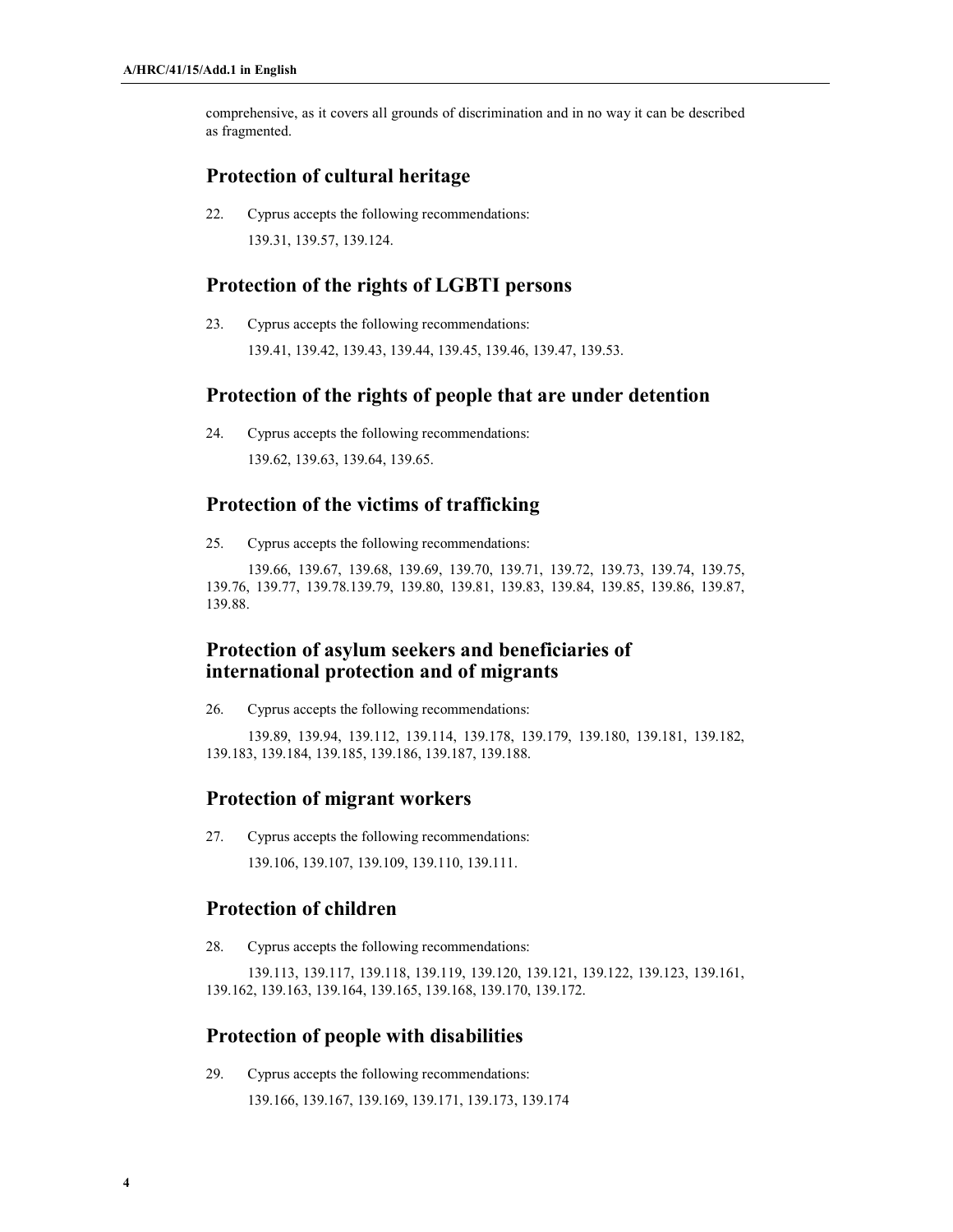comprehensive, as it covers all grounds of discrimination and in no way it can be described as fragmented.

## Protection of cultural heritage

22. Cyprus accepts the following recommendations:

139.31, 139.57, 139.124.

## Protection of the rights of LGBTI persons

23. Cyprus accepts the following recommendations:

139.41, 139.42, 139.43, 139.44, 139.45, 139.46, 139.47, 139.53.

## Protection of the rights of people that are under detention

24. Cyprus accepts the following recommendations:

139.62, 139.63, 139.64, 139.65.

## Protection of the victims of trafficking

25. Cyprus accepts the following recommendations:

139.66, 139.67, 139.68, 139.69, 139.70, 139.71, 139.72, 139.73, 139.74, 139.75, 139.76, 139.77, 139.78.139.79, 139.80, 139.81, 139.83, 139.84, 139.85, 139.86, 139.87, 139.88.

## Protection of asylum seekers and beneficiaries of international protection and of migrants

26. Cyprus accepts the following recommendations:

139.89, 139.94, 139.112, 139.114, 139.178, 139.179, 139.180, 139.181, 139.182, 139.183, 139.184, 139.185, 139.186, 139.187, 139.188.

## Protection of migrant workers

27. Cyprus accepts the following recommendations:

139.106, 139.107, 139.109, 139.110, 139.111.

## Protection of children

28. Cyprus accepts the following recommendations:

139.113, 139.117, 139.118, 139.119, 139.120, 139.121, 139.122, 139.123, 139.161, 139.162, 139.163, 139.164, 139.165, 139.168, 139.170, 139.172.

## Protection of people with disabilities

29. Cyprus accepts the following recommendations:

139.166, 139.167, 139.169, 139.171, 139.173, 139.174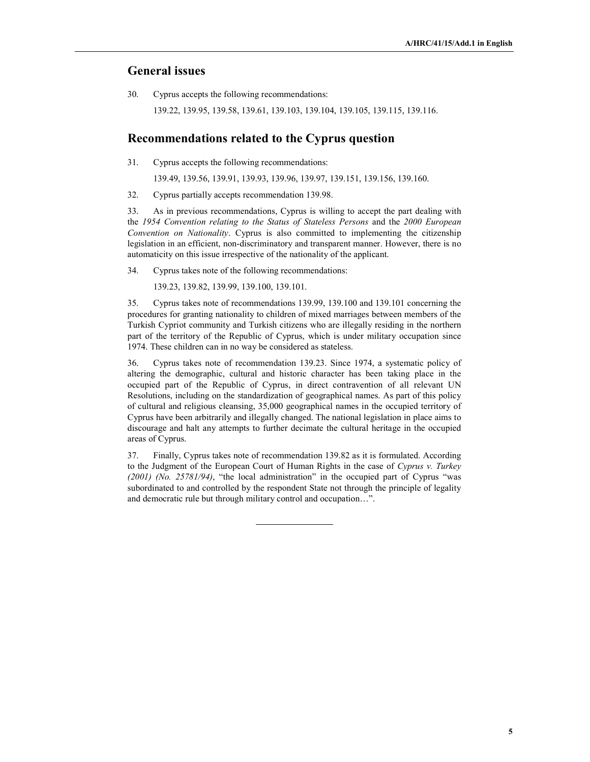## General issues

30. Cyprus accepts the following recommendations:

139.22, 139.95, 139.58, 139.61, 139.103, 139.104, 139.105, 139.115, 139.116.

## Recommendations related to the Cyprus question

31. Cyprus accepts the following recommendations:

139.49, 139.56, 139.91, 139.93, 139.96, 139.97, 139.151, 139.156, 139.160.

32. Cyprus partially accepts recommendation 139.98.

33. As in previous recommendations, Cyprus is willing to accept the part dealing with the *1954 Convention relating to the Status of Stateless Persons* and the *2000 European Convention on Nationality*. Cyprus is also committed to implementing the citizenship legislation in an efficient, non-discriminatory and transparent manner. However, there is no automaticity on this issue irrespective of the nationality of the applicant.

34. Cyprus takes note of the following recommendations:

139.23, 139.82, 139.99, 139.100, 139.101.

35. Cyprus takes note of recommendations 139.99, 139.100 and 139.101 concerning the procedures for granting nationality to children of mixed marriages between members of the Turkish Cypriot community and Turkish citizens who are illegally residing in the northern part of the territory of the Republic of Cyprus, which is under military occupation since 1974. These children can in no way be considered as stateless.

36. Cyprus takes note of recommendation 139.23. Since 1974, a systematic policy of altering the demographic, cultural and historic character has been taking place in the occupied part of the Republic of Cyprus, in direct contravention of all relevant UN Resolutions, including on the standardization of geographical names. As part of this policy of cultural and religious cleansing, 35,000 geographical names in the occupied territory of Cyprus have been arbitrarily and illegally changed. The national legislation in place aims to discourage and halt any attempts to further decimate the cultural heritage in the occupied areas of Cyprus.

37. Finally, Cyprus takes note of recommendation 139.82 as it is formulated. According to the Judgment of the European Court of Human Rights in the case of *Cyprus v. Turkey (2001) (No. 25781/94)*, "the local administration" in the occupied part of Cyprus "was subordinated to and controlled by the respondent State not through the principle of legality and democratic rule but through military control and occupation…".